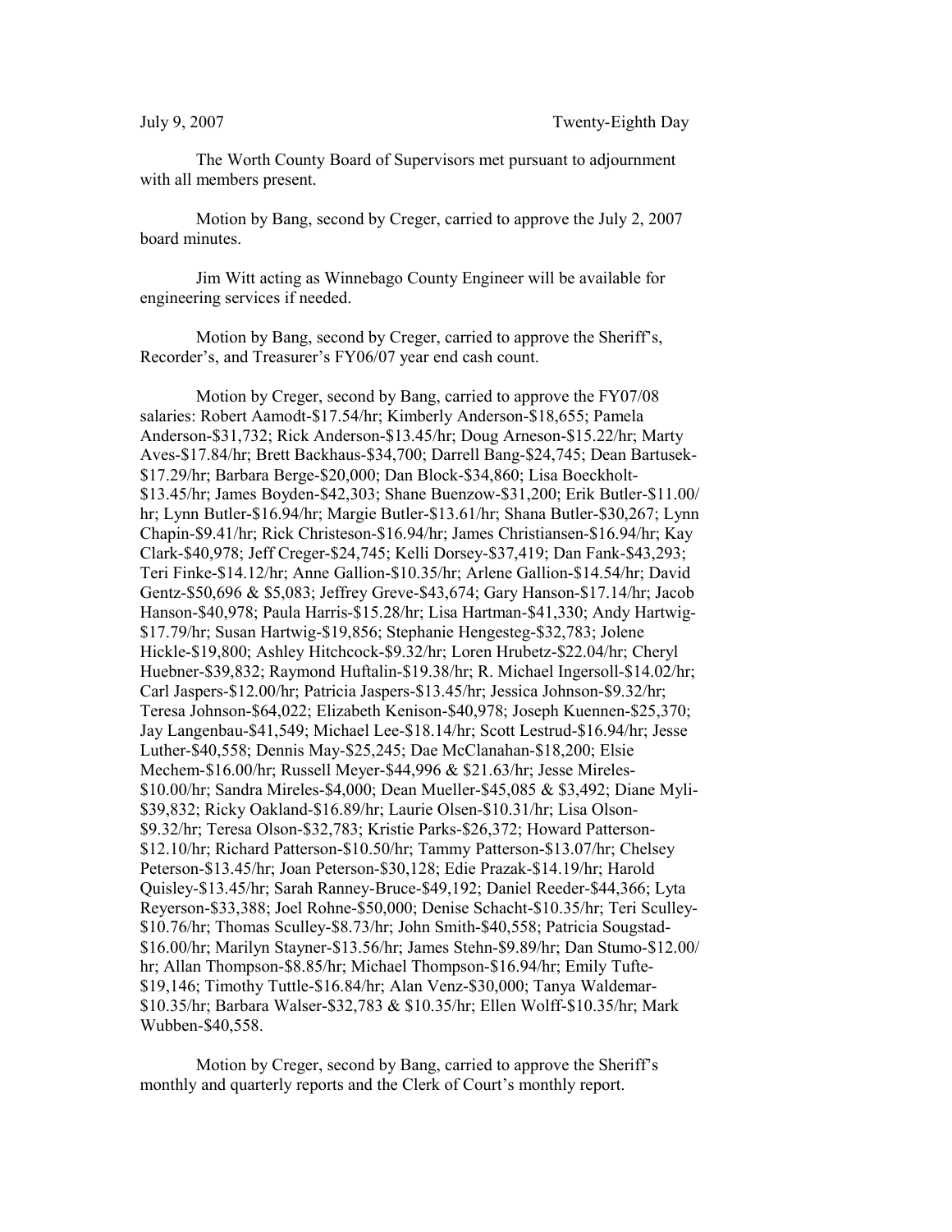July 9, 2007 Twenty-Eighth Day

The Worth County Board of Supervisors met pursuant to adjournment with all members present.

Motion by Bang, second by Creger, carried to approve the July 2, 2007 board minutes.

Jim Witt acting as Winnebago County Engineer will be available for engineering services if needed.

Motion by Bang, second by Creger, carried to approve the Sheriff's, Recorder's, and Treasurer's FY06/07 year end cash count.

Motion by Creger, second by Bang, carried to approve the FY07/08 salaries: Robert Aamodt-$17.54/hr; Kimberly Anderson-$18,655; Pamela Anderson-$31,732; Rick Anderson-$13.45/hr; Doug Arneson-$15.22/hr; Marty Aves-$17.84/hr; Brett Backhaus-$34,700; Darrell Bang-$24,745; Dean Bartusek-$17.29/hr; Barbara Berge-$20,000; Dan Block-$34,860; Lisa Boeckholt-$13.45/hr; James Boyden-$42,303; Shane Buenzow-$31,200; Erik Butler-$11.00/hr; Lynn Butler-$16.94/hr; Margie Butler-$13.61/hr; Shana Butler-$30,267; Lynn Chapin-$9.41/hr; Rick Christeson-$16.94/hr; James Christiansen-$16.94/hr; Kay Clark-$40,978; Jeff Creger-$24,745; Kelli Dorsey-$37,419; Dan Fank-$43,293; Teri Finke-$14.12/hr; Anne Gallion-$10.35/hr; Arlene Gallion-$14.54/hr; David Gentz-$50,696 & $5,083; Jeffrey Greve-$43,674; Gary Hanson-$17.14/hr; Jacob Hanson-$40,978; Paula Harris-$15.28/hr; Lisa Hartman-$41,330; Andy Hartwig-$17.79/hr; Susan Hartwig-$19,856; Stephanie Hengesteg-$32,783; Jolene Hickle-$19,800; Ashley Hitchcock-$9.32/hr; Loren Hrubetz-$22.04/hr; Cheryl Huebner-$39,832; Raymond Huftalin-$19.38/hr; R. Michael Ingersoll-$14.02/hr; Carl Jaspers-$12.00/hr; Patricia Jaspers-$13.45/hr; Jessica Johnson-$9.32/hr; Teresa Johnson-$64,022; Elizabeth Kenison-$40,978; Joseph Kuennen-$25,370; Jay Langenbau-$41,549; Michael Lee-$18.14/hr; Scott Lestrud-$16.94/hr; Jesse Luther-$40,558; Dennis May-$25,245; Dae McClanahan-$18,200; Elsie Mechem-$16.00/hr; Russell Meyer-$44,996 & $21.63/hr; Jesse Mireles-$10.00/hr; Sandra Mireles-$4,000; Dean Mueller-$45,085 & $3,492; Diane Myli-$39,832; Ricky Oakland-$16.89/hr; Laurie Olsen-$10.31/hr; Lisa Olson-$9.32/hr; Teresa Olson-$32,783; Kristie Parks-$26,372; Howard Patterson-$12.10/hr; Richard Patterson-$10.50/hr; Tammy Patterson-$13.07/hr; Chelsey Peterson-$13.45/hr; Joan Peterson-$30,128; Edie Prazak-$14.19/hr; Harold Quisley-$13.45/hr; Sarah Ranney-Bruce-$49,192; Daniel Reeder-$44,366; Lyta Reyerson-$33,388; Joel Rohne-$50,000; Denise Schacht-$10.35/hr; Teri Sculley-$10.76/hr; Thomas Sculley-$8.73/hr; John Smith-$40,558; Patricia Sougstad-$16.00/hr; Marilyn Stayner-$13.56/hr; James Stehn-$9.89/hr; Dan Stumo-$12.00/hr; Allan Thompson-$8.85/hr; Michael Thompson-$16.94/hr; Emily Tufte-$19,146; Timothy Tuttle-$16.84/hr; Alan Venz-$30,000; Tanya Waldemar-$10.35/hr; Barbara Walser-$32,783 & $10.35/hr; Ellen Wolff-$10.35/hr; Mark Wubben-$40,558.

Motion by Creger, second by Bang, carried to approve the Sheriff's monthly and quarterly reports and the Clerk of Court's monthly report.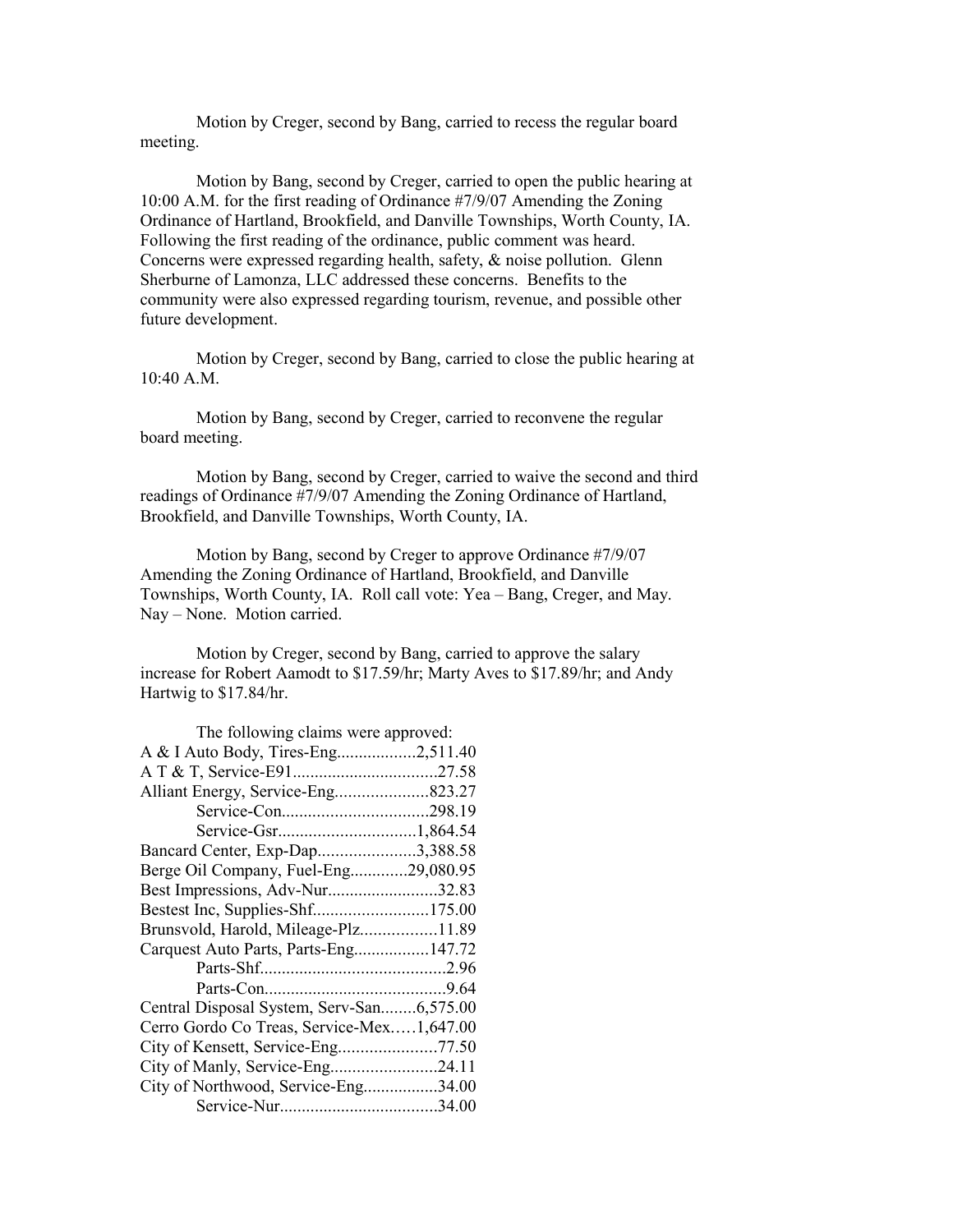Motion by Creger, second by Bang, carried to recess the regular board meeting.

Motion by Bang, second by Creger, carried to open the public hearing at 10:00 A.M. for the first reading of Ordinance #7/9/07 Amending the Zoning Ordinance of Hartland, Brookfield, and Danville Townships, Worth County, IA. Following the first reading of the ordinance, public comment was heard. Concerns were expressed regarding health, safety, & noise pollution. Glenn Sherburne of Lamonza, LLC addressed these concerns. Benefits to the community were also expressed regarding tourism, revenue, and possible other future development.

Motion by Creger, second by Bang, carried to close the public hearing at 10:40 A.M.

Motion by Bang, second by Creger, carried to reconvene the regular board meeting.

Motion by Bang, second by Creger, carried to waive the second and third readings of Ordinance #7/9/07 Amending the Zoning Ordinance of Hartland, Brookfield, and Danville Townships, Worth County, IA.

Motion by Bang, second by Creger to approve Ordinance #7/9/07 Amending the Zoning Ordinance of Hartland, Brookfield, and Danville Townships, Worth County, IA. Roll call vote: Yea – Bang, Creger, and May. Nay – None. Motion carried.

Motion by Creger, second by Bang, carried to approve the salary increase for Robert Aamodt to $17.59/hr; Marty Aves to $17.89/hr; and Andy Hartwig to $17.84/hr.

The following claims were approved:

A & I Auto Body, Tires-Eng..................2,511.40
A T & T, Service-E91.................................27.58
Alliant Energy, Service-Eng.....................823.27
Service-Con................................298.19
Service-Gsr...............................1,864.54
Bancard Center, Exp-Dap......................3,388.58
Berge Oil Company, Fuel-Eng.............29,080.95
Best Impressions, Adv-Nur.........................32.83
Bestest Inc, Supplies-Shf..........................175.00
Brunsvold, Harold, Mileage-Plz.................11.89
Carquest Auto Parts, Parts-Eng.................147.72
Parts-Shf..........................................2.96
Parts-Con.........................................9.64
Central Disposal System, Serv-San........6,575.00
Cerro Gordo Co Treas, Service-Mex.....1,647.00
City of Kensett, Service-Eng......................77.50
City of Manly, Service-Eng........................24.11
City of Northwood, Service-Eng.................34.00
Service-Nur...................................34.00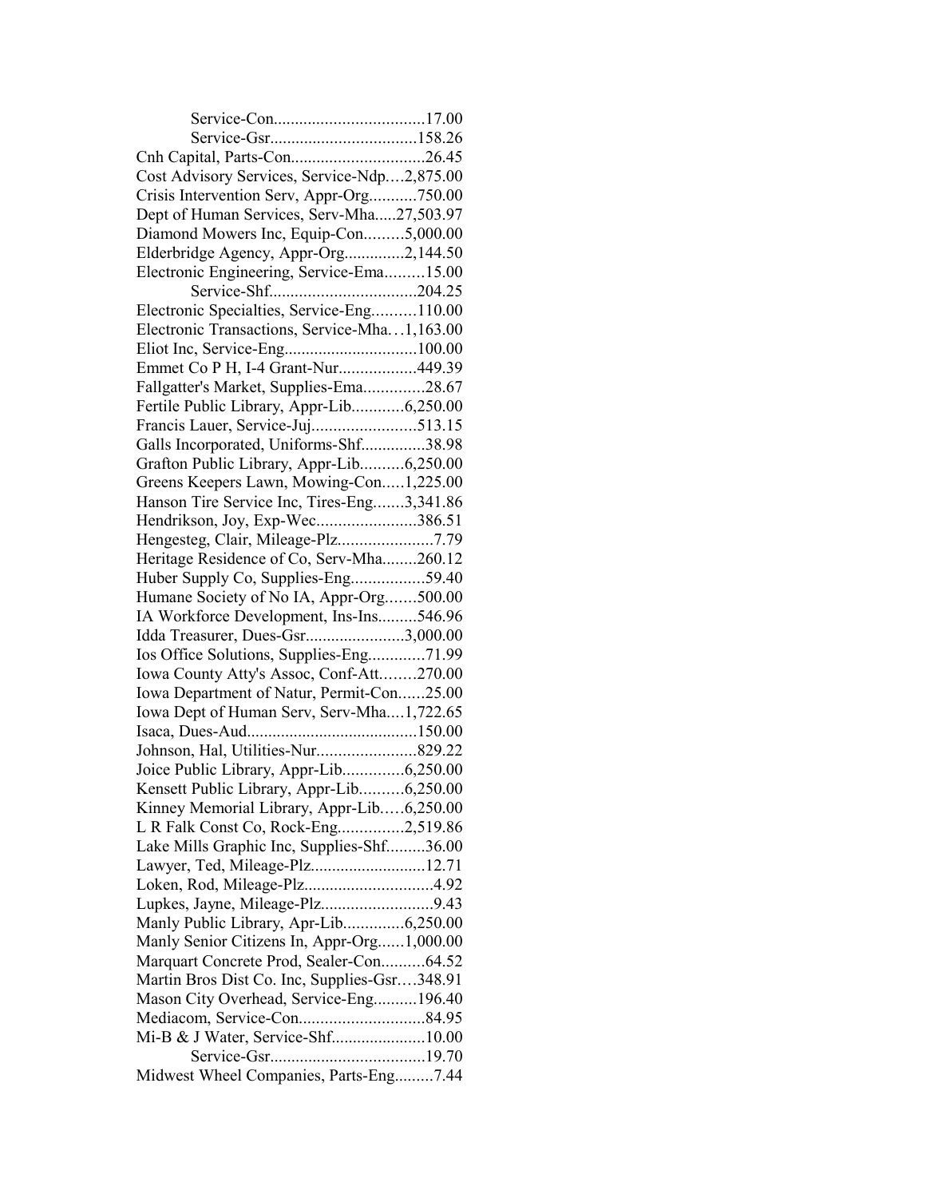Service-Con....................................17.00
Service-Gsr..................................158.26
Cnh Capital, Parts-Con...............................26.45
Cost Advisory Services, Service-Ndp....2,875.00
Crisis Intervention Serv, Appr-Org...........750.00
Dept of Human Services, Serv-Mha.....27,503.97
Diamond Mowers Inc, Equip-Con.........5,000.00
Elderbridge Agency, Appr-Org..............2,144.50
Electronic Engineering, Service-Ema.........15.00
Service-Shf..................................204.25
Electronic Specialties, Service-Eng..........110.00
Electronic Transactions, Service-Mha...1,163.00
Eliot Inc, Service-Eng...............................100.00
Emmet Co P H, I-4 Grant-Nur..................449.39
Fallgatter's Market, Supplies-Ema..............28.67
Fertile Public Library, Appr-Lib............6,250.00
Francis Lauer, Service-Juj........................513.15
Galls Incorporated, Uniforms-Shf...............38.98
Grafton Public Library, Appr-Lib..........6,250.00
Greens Keepers Lawn, Mowing-Con.....1,225.00
Hanson Tire Service Inc, Tires-Eng.......3,341.86
Hendrikson, Joy, Exp-Wec.......................386.51
Hengesteg, Clair, Mileage-Plz......................7.79
Heritage Residence of Co, Serv-Mha........260.12
Huber Supply Co, Supplies-Eng.................59.40
Humane Society of No IA, Appr-Org.......500.00
IA Workforce Development, Ins-Ins.........546.96
Idda Treasurer, Dues-Gsr.......................3,000.00
Ios Office Solutions, Supplies-Eng.............71.99
Iowa County Atty's Assoc, Conf-Att........270.00
Iowa Department of Natur, Permit-Con......25.00
Iowa Dept of Human Serv, Serv-Mha....1,722.65
Isaca, Dues-Aud........................................150.00
Johnson, Hal, Utilities-Nur.......................829.22
Joice Public Library, Appr-Lib..............6,250.00
Kensett Public Library, Appr-Lib..........6,250.00
Kinney Memorial Library, Appr-Lib.....6,250.00
L R Falk Const Co, Rock-Eng...............2,519.86
Lake Mills Graphic Inc, Supplies-Shf.........36.00
Lawyer, Ted, Mileage-Plz...........................12.71
Loken, Rod, Mileage-Plz..............................4.92
Lupkes, Jayne, Mileage-Plz..........................9.43
Manly Public Library, Apr-Lib..............6,250.00
Manly Senior Citizens In, Appr-Org......1,000.00
Marquart Concrete Prod, Sealer-Con..........64.52
Martin Bros Dist Co. Inc, Supplies-Gsr....348.91
Mason City Overhead, Service-Eng..........196.40
Mediacom, Service-Con.............................84.95
Mi-B & J Water, Service-Shf......................10.00
Service-Gsr....................................19.70
Midwest Wheel Companies, Parts-Eng.........7.44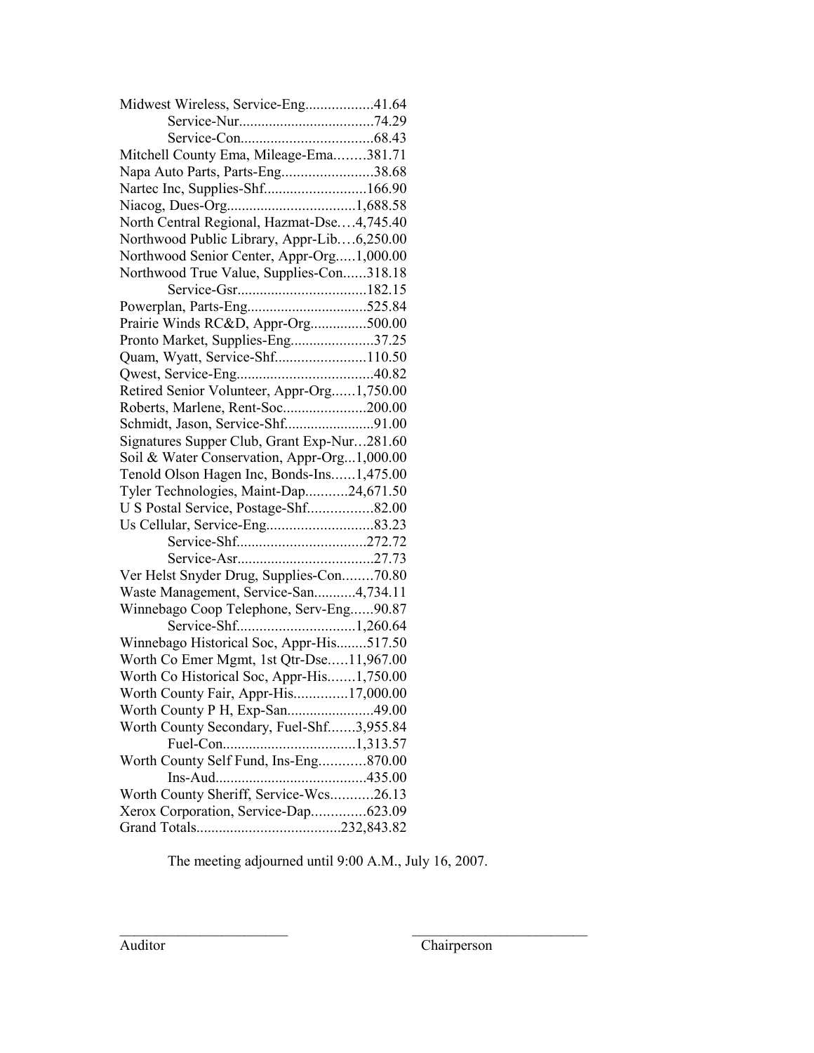Midwest Wireless, Service-Eng..................41.64
Service-Nur....................................74.29
Service-Con...................................68.43
Mitchell County Ema, Mileage-Ema........381.71
Napa Auto Parts, Parts-Eng........................38.68
Nartec Inc, Supplies-Shf...........................166.90
Niacog, Dues-Org..................................1,688.58
North Central Regional, Hazmat-Dse….4,745.40
Northwood Public Library, Appr-Lib….6,250.00
Northwood Senior Center, Appr-Org.....1,000.00
Northwood True Value, Supplies-Con......318.18
Service-Gsr..................................182.15
Powerplan, Parts-Eng................................525.84
Prairie Winds RC&D, Appr-Org...............500.00
Pronto Market, Supplies-Eng......................37.25
Quam, Wyatt, Service-Shf........................110.50
Qwest, Service-Eng....................................40.82
Retired Senior Volunteer, Appr-Org......1,750.00
Roberts, Marlene, Rent-Soc......................200.00
Schmidt, Jason, Service-Shf........................91.00
Signatures Supper Club, Grant Exp-Nur…281.60
Soil & Water Conservation, Appr-Org...1,000.00
Tenold Olson Hagen Inc, Bonds-Ins......1,475.00
Tyler Technologies, Maint-Dap...........24,671.50
U S Postal Service, Postage-Shf.................82.00
Us Cellular, Service-Eng............................83.23
Service-Shf..................................272.72
Service-Asr....................................27.73
Ver Helst Snyder Drug, Supplies-Con........70.80
Waste Management, Service-San...........4,734.11
Winnebago Coop Telephone, Serv-Eng......90.87
Service-Shf...............................1,260.64
Winnebago Historical Soc, Appr-His........517.50
Worth Co Emer Mgmt, 1st Qtr-Dse.....11,967.00
Worth Co Historical Soc, Appr-His.......1,750.00
Worth County Fair, Appr-His..............17,000.00
Worth County P H, Exp-San.......................49.00
Worth County Secondary, Fuel-Shf.......3,955.84
Fuel-Con...................................1,313.57
Worth County Self Fund, Ins-Eng............870.00
Ins-Aud........................................435.00
Worth County Sheriff, Service-Wcs...........26.13
Xerox Corporation, Service-Dap..............623.09
Grand Totals......................................232,843.82

The meeting adjourned until 9:00 A.M., July 16, 2007.

________________________ ________________________
Auditor Chairperson